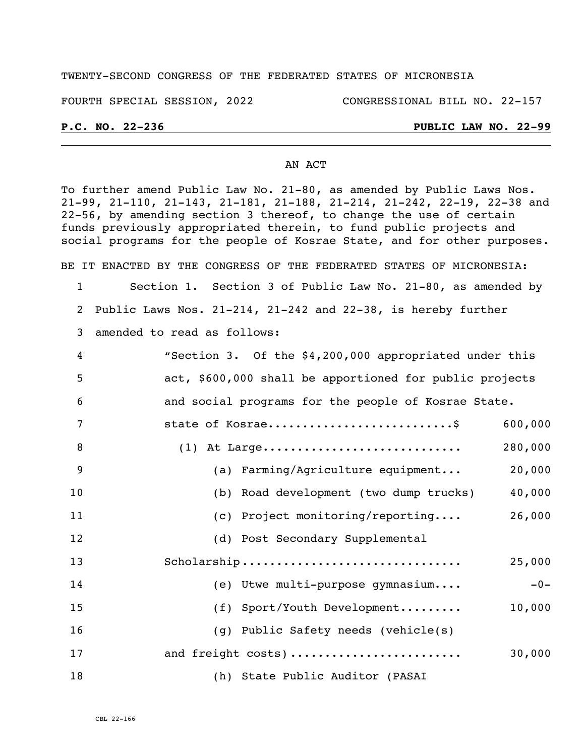TWENTY-SECOND CONGRESS OF THE FEDERATED STATES OF MICRONESIA

FOURTH SPECIAL SESSION, 2022 CONGRESSIONAL BILL NO. 22-157

**P.C. NO. 22-236** **PUBLIC LAW NO. 22-99**

AN ACT

To further amend Public Law No. 21-80, as amended by Public Laws Nos. 21-99, 21-110, 21-143, 21-181, 21-188, 21-214, 21-242, 22-19, 22-38 and 22-56, by amending section 3 thereof, to change the use of certain funds previously appropriated therein, to fund public projects and social programs for the people of Kosrae State, and for other purposes.

BE IT ENACTED BY THE CONGRESS OF THE FEDERATED STATES OF MICRONESIA:

1 Section 1. Section 3 of Public Law No. 21-80, as amended by
2 Public Laws Nos. 21-214, 21-242 and 22-38, is hereby further
3 amended to read as follows:

4 "Section 3. Of the $4,200,000 appropriated under this
5 act, $600,000 shall be apportioned for public projects
6 and social programs for the people of Kosrae State.

7 state of Kosrae..........................$ 600,000
8 (1) At Large............................ 280,000
9 (a) Farming/Agriculture equipment... 20,000
10 (b) Road development (two dump trucks) 40,000
11 (c) Project monitoring/reporting.... 26,000
12 (d) Post Secondary Supplemental
13 Scholarship.............................. 25,000
14 (e) Utwe multi-purpose gymnasium.... -0-
15 (f) Sport/Youth Development......... 10,000
16 (g) Public Safety needs (vehicle(s)
17 and freight costs)........................ 30,000
18 (h) State Public Auditor (PASAI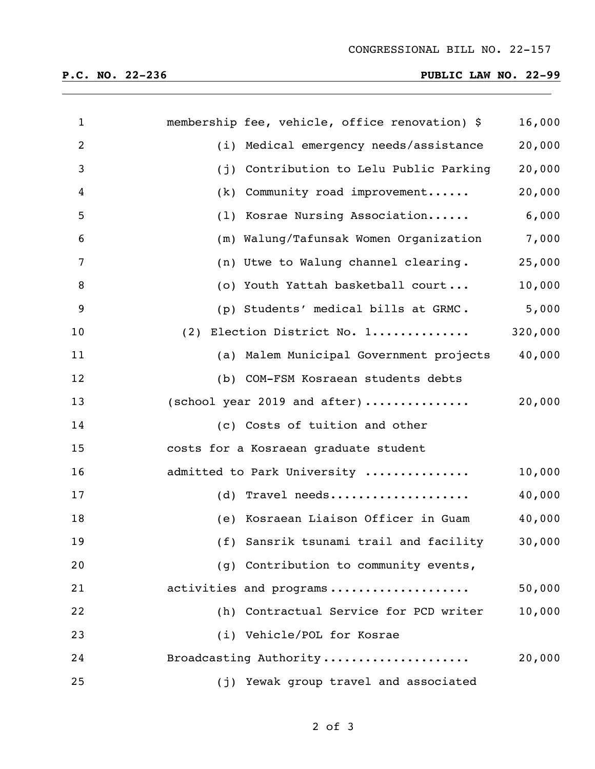membership fee, vehicle, office renovation) $ 16,000

(i) Medical emergency needs/assistance 20,000

(j) Contribution to Lelu Public Parking 20,000

(k) Community road improvement...... 20,000

(l) Kosrae Nursing Association...... 6,000

(m) Walung/Tafunsak Women Organization 7,000

(n) Utwe to Walung channel clearing. 25,000

(o) Youth Yattah basketball court... 10,000

(p) Students' medical bills at GRMC. 5,000

(2) Election District No. 1............. 320,000

(a) Malem Municipal Government projects 40,000

(b) COM-FSM Kosraean students debts (school year 2019 and after)............... 20,000

(c) Costs of tuition and other costs for a Kosraean graduate student admitted to Park University .............. 10,000

(d) Travel needs................... 40,000

(e) Kosraean Liaison Officer in Guam 40,000

(f) Sansrik tsunami trail and facility 30,000

(g) Contribution to community events, activities and programs................... 50,000

(h) Contractual Service for PCD writer 10,000

(i) Vehicle/POL for Kosrae Broadcasting Authority.................... 20,000

(j) Yewak group travel and associated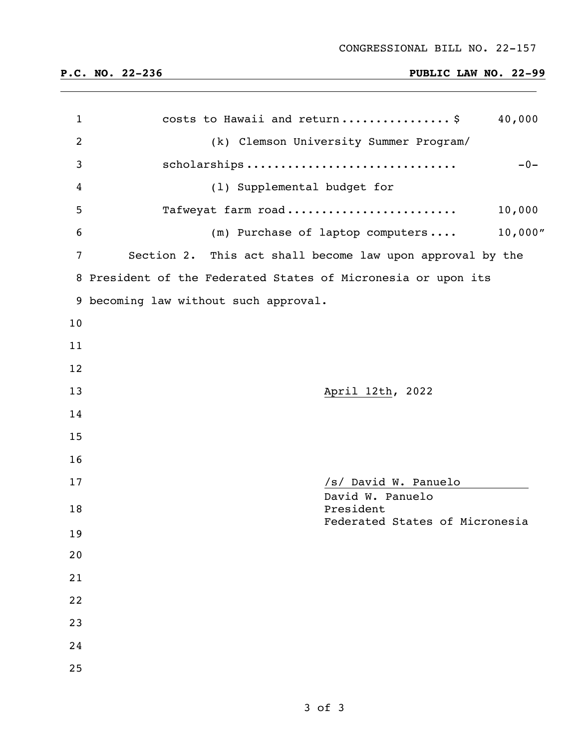costs to Hawaii and return................$ 40,000

(k) Clemson University Summer Program/ scholarships.............................. -0-

(l) Supplemental budget for Tafweyat farm road........................ 10,000

(m) Purchase of laptop computers.... 10,000"

Section 2. This act shall become law upon approval by the President of the Federated States of Micronesia or upon its becoming law without such approval.

April 12th, 2022

/s/ David W. Panuelo

David W. Panuelo
President
Federated States of Micronesia